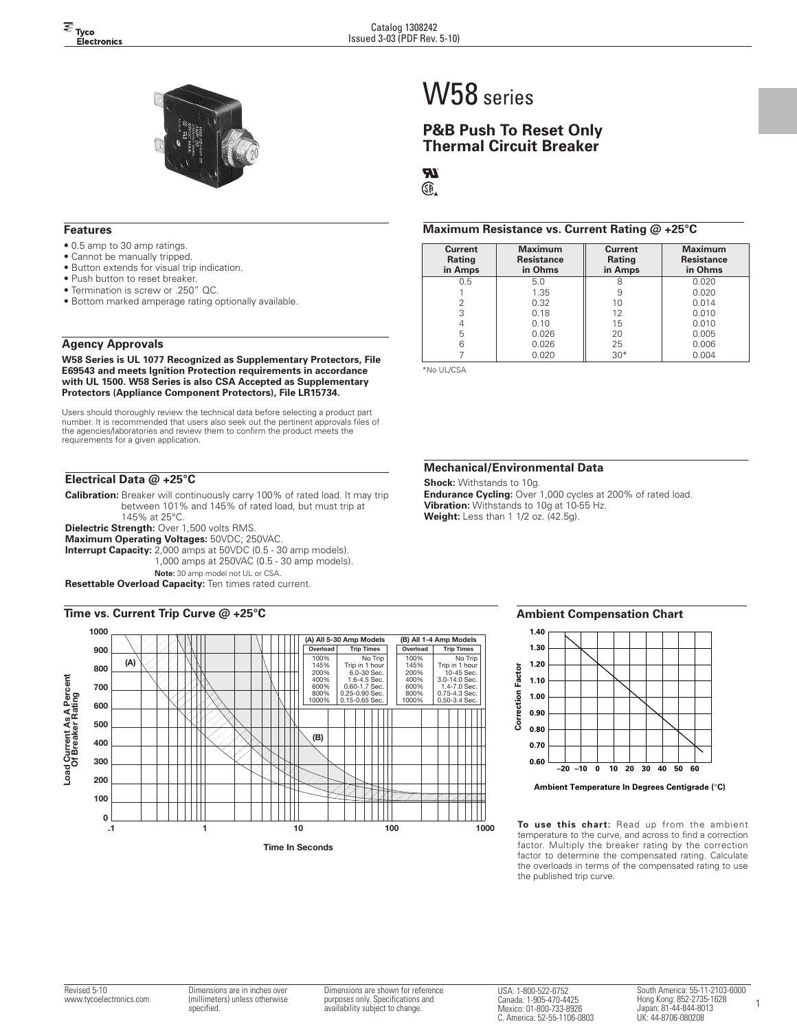# W58 series

## P&B Push To Reset Only Thermal Circuit Breaker

### Features

- 0.5 amp to 30 amp ratings.
- Cannot be manually tripped.
- Button extends for visual trip indication.
- Push button to reset breaker.
- Termination is screw or .250" QC.
- Bottom marked amperage rating optionally available.

### Agency Approvals

**W58 Series is UL 1077 Recognized as Supplementary Protectors, File E69543 and meets Ignition Protection requirements in accordance with UL 1500. W58 Series is also CSA Accepted as Supplementary Protectors (Appliance Component Protectors), File LR15734.**

Users should thoroughly review the technical data before selecting a product part number. It is recommended that users also seek out the pertinent approvals files of the agencies/laboratories and review them to confirm the product meets the requirements for a given application.

### Electrical Data @ +25°C

**Calibration:** Breaker will continuously carry 100% of rated load. It may trip between 101% and 145% of rated load, but must trip at 145% at 25°C.

**Dielectric Strength:** Over 1,500 volts RMS.

**Maximum Operating Voltages:** 50VDC; 250VAC.

**Interrupt Capacity:** 2,000 amps at 50VDC (0.5 - 30 amp models). 1,000 amps at 250VAC (0.5 - 30 amp models).

**Note:** 30 amp model not UL or CSA.

**Resettable Overload Capacity:** Ten times rated current.

### Maximum Resistance vs. Current Rating @ +25°C

| Current Rating in Amps | Maximum Resistance in Ohms | Current Rating in Amps | Maximum Resistance in Ohms |
|---|---|---|---|
| 0.5 | 5.0 | 8 | 0.020 |
| 1 | 1.35 | 9 | 0.020 |
| 2 | 0.32 | 10 | 0.014 |
| 3 | 0.18 | 12 | 0.010 |
| 4 | 0.10 | 15 | 0.010 |
| 5 | 0.026 | 20 | 0.005 |
| 6 | 0.026 | 25 | 0.006 |
| 7 | 0.020 | 30* | 0.004 |

*No UL/CSA

### Mechanical/Environmental Data

**Shock:** Withstands to 10g.

**Endurance Cycling:** Over 1,000 cycles at 200% of rated load.

**Vibration:** Withstands to 10g at 10-55 Hz.

**Weight:** Less than 1 1/2 oz. (42.5g).

### Time vs. Current Trip Curve @ +25°C

| (A) All 5-30 Amp Models | | (B) All 1-4 Amp Models | |
|---|---|---|---|
| Overload | Trip Times | Overload | Trip Times |
| 100% | No Trip | 100% | No Trip |
| 145% | Trip in 1 hour | 145% | Trip in 1 hour |
| 200% | 6.0-30 Sec. | 200% | 10-45 Sec. |
| 400% | 1.6-4.5 Sec. | 400% | 3.0-14.0 Sec. |
| 600% | 0.60-1.7 Sec. | 600% | 1.4-7.0 Sec. |
| 800% | 0.25-0.90 Sec. | 800% | 0.75-4.3 Sec. |
| 1000% | 0.15-0.65 Sec. | 1000% | 0.50-3.4 Sec. |

Load Current As A Percent Of Breaker Rating vs. Time In Seconds

### Ambient Compensation Chart

Correction Factor vs. Ambient Temperature In Degrees Centigrade (°C)

**To use this chart:** Read up from the ambient temperature to the curve, and across to find a correction factor. Multiply the breaker rating by the correction factor to determine the compensated rating. Calculate the overloads in terms of the compensated rating to use the published trip curve.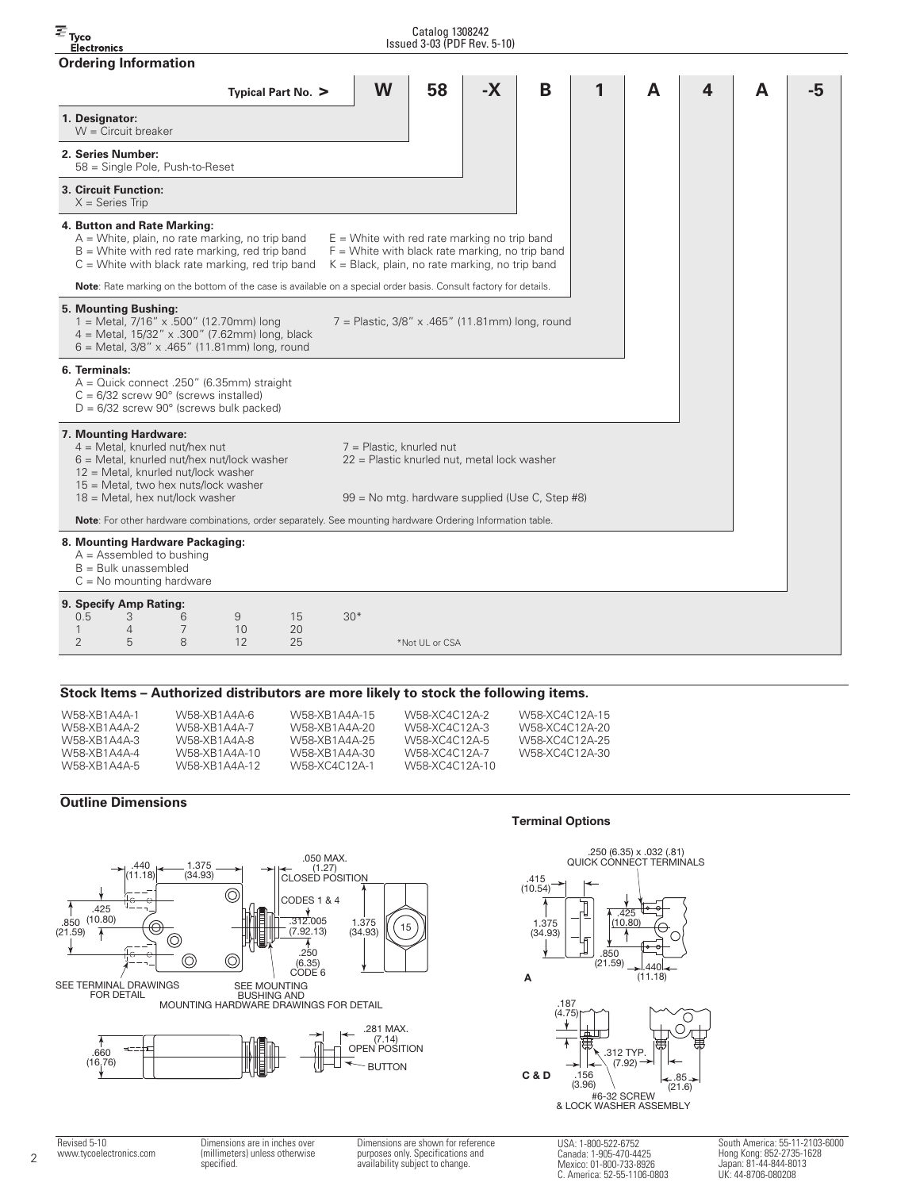## Ordering Information

| Typical Part No. > | W | 58 | -X | B | 1 | A | 4 | A | -5 |
|---|---|---|---|---|---|---|---|---|---|

**1. Designator:**
W = Circuit breaker

**2. Series Number:**
58 = Single Pole, Push-to-Reset

**3. Circuit Function:**
X = Series Trip

**4. Button and Rate Marking:**
A = White, plain, no rate marking, no trip band
B = White with red rate marking, red trip band
C = White with black rate marking, red trip band
E = White with red rate marking no trip band
F = White with black rate marking, no trip band
K = Black, plain, no rate marking, no trip band

**Note**: Rate marking on the bottom of the case is available on a special order basis. Consult factory for details.

**5. Mounting Bushing:**
1 = Metal, 7/16" x .500" (12.70mm) long
4 = Metal, 15/32" x .300" (7.62mm) long, black
6 = Metal, 3/8" x .465" (11.81mm) long, round
7 = Plastic, 3/8" x .465" (11.81mm) long, round

**6. Terminals:**
A = Quick connect .250" (6.35mm) straight
C = 6/32 screw 90° (screws installed)
D = 6/32 screw 90° (screws bulk packed)

**7. Mounting Hardware:**
4 = Metal, knurled nut/hex nut
6 = Metal, knurled nut/hex nut/lock washer
12 = Metal, knurled nut/lock washer
15 = Metal, two hex nuts/lock washer
18 = Metal, hex nut/lock washer
7 = Plastic, knurled nut
22 = Plastic knurled nut, metal lock washer
99 = No mtg. hardware supplied (Use C, Step #8)

**Note**: For other hardware combinations, order separately. See mounting hardware Ordering Information table.

**8. Mounting Hardware Packaging:**
A = Assembled to bushing
B = Bulk unassembled
C = No mounting hardware

**9. Specify Amp Rating:**

| | | | | | |
|---|---|---|---|---|---|
| 0.5 | 3 | 6 | 9 | 15 | 30* |
| 1 | 4 | 7 | 10 | 20 | |
| 2 | 5 | 8 | 12 | 25 | |

*Not UL or CSA

### Stock Items – Authorized distributors are more likely to stock the following items.

| | | | | |
|---|---|---|---|---|
| W58-XB1A4A-1 | W58-XB1A4A-6 | W58-XB1A4A-15 | W58-XC4C12A-2 | W58-XC4C12A-15 |
| W58-XB1A4A-2 | W58-XB1A4A-7 | W58-XB1A4A-20 | W58-XC4C12A-3 | W58-XC4C12A-20 |
| W58-XB1A4A-3 | W58-XB1A4A-8 | W58-XB1A4A-25 | W58-XC4C12A-5 | W58-XC4C12A-25 |
| W58-XB1A4A-4 | W58-XB1A4A-10 | W58-XB1A4A-30 | W58-XC4C12A-7 | W58-XC4C12A-30 |
| W58-XB1A4A-5 | W58-XB1A4A-12 | W58-XC4C12A-1 | W58-XC4C12A-10 | |

### Outline Dimensions

.440 (11.18) 1.375 (34.93) .425 (10.80) .850 (21.59)
.050 MAX. (1.27) CLOSED POSITION
CODES 1 & 4 .312.005 (7.92.13)
.250 (6.35) CODE 6
1.375 (34.93)
SEE TERMINAL DRAWINGS FOR DETAIL
SEE MOUNTING BUSHING AND MOUNTING HARDWARE DRAWINGS FOR DETAIL
.660 (16.76)
.281 MAX. (7.14) OPEN POSITION
BUTTON

### Terminal Options

.250 (6.35) x .032 (.81) QUICK CONNECT TERMINALS
.415 (10.54) 1.375 (34.93) .425 (10.80) .850 (21.59) .440 (11.18)
**A**

.187 (4.75) .312 TYP. (7.92) .156 (3.96) .85 (21.6)
#6-32 SCREW & LOCK WASHER ASSEMBLY
**C & D**

Revised 5-10
www.tycoelectronics.com

Dimensions are in inches over (millimeters) unless otherwise specified.

Dimensions are shown for reference purposes only. Specifications and availability subject to change.

USA: 1-800-522-6752
Canada: 1-905-470-4425
Mexico: 01-800-733-8926
C. America: 52-55-1106-0803

South America: 55-11-2103-6000
Hong Kong: 852-2735-1628
Japan: 81-44-844-8013
UK: 44-8706-080208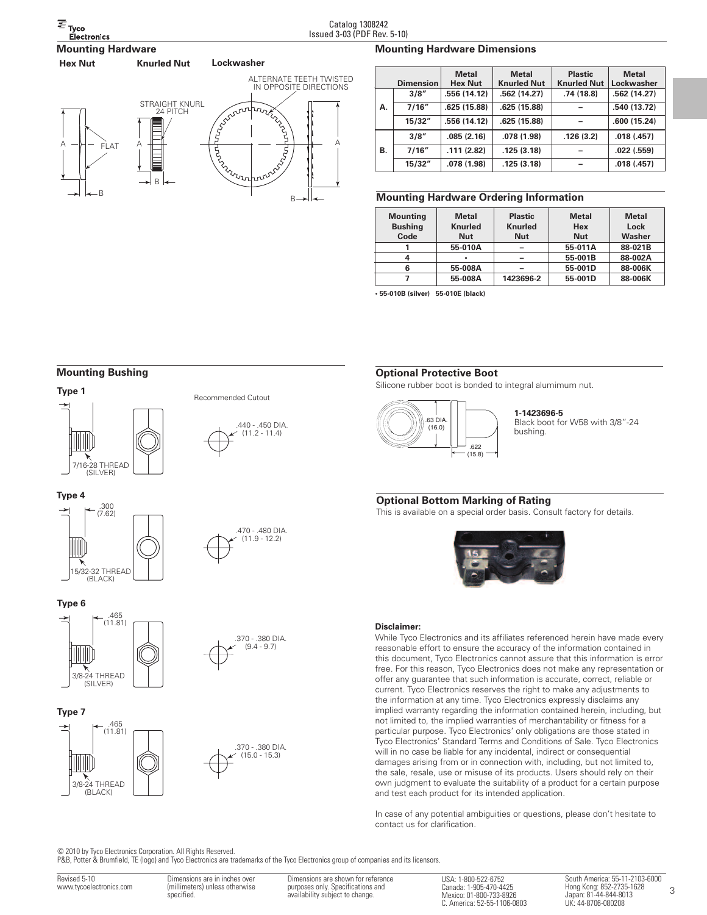## Mounting Hardware

**Hex Nut** **Knurled Nut** **Lockwasher**

ALTERNATE TEETH TWISTED IN OPPOSITE DIRECTIONS

STRAIGHT KNURL 24 PITCH

A FLAT B

## Mounting Hardware Dimensions

| | Dimension | Metal Hex Nut | Metal Knurled Nut | Plastic Knurled Nut | Metal Lockwasher |
|---|---|---|---|---|---|
| A. | 3/8" | .556 (14.12) | .562 (14.27) | .74 (18.8) | .562 (14.27) |
| | 7/16" | .625 (15.88) | .625 (15.88) | – | .540 (13.72) |
| | 15/32" | .556 (14.12) | .625 (15.88) | – | .600 (15.24) |
| B. | 3/8" | .085 (2.16) | .078 (1.98) | .126 (3.2) | .018 (.457) |
| | 7/16" | .111 (2.82) | .125 (3.18) | – | .022 (.559) |
| | 15/32" | .078 (1.98) | .125 (3.18) | – | .018 (.457) |

## Mounting Hardware Ordering Information

| Mounting Bushing Code | Metal Knurled Nut | Plastic Knurled Nut | Metal Hex Nut | Metal Lock Washer |
|---|---|---|---|---|
| 1 | 55-010A | – | 55-011A | 88-021B |
| 4 | • | – | 55-001B | 88-002A |
| 6 | 55-008A | – | 55-001D | 88-006K |
| 7 | 55-008A | 1423696-2 | 55-001D | 88-006K |

• 55-010B (silver) 55-010E (black)

## Mounting Bushing

### Type 1

Recommended Cutout

7/16-28 THREAD (SILVER)

.440 - .450 DIA. (11.2 - 11.4)

### Type 4

.300 (7.62)

15/32-32 THREAD (BLACK)

.470 - .480 DIA. (11.9 - 12.2)

### Type 6

.465 (11.81)

3/8-24 THREAD (SILVER)

.370 - .380 DIA. (9.4 - 9.7)

### Type 7

.465 (11.81)

3/8-24 THREAD (BLACK)

.370 - .380 DIA. (15.0 - 15.3)

## Optional Protective Boot

Silicone rubber boot is bonded to integral alumimum nut.

.63 DIA. (16.0)

.622 (15.8)

**1-1423696-5**
Black boot for W58 with 3/8"-24 bushing.

## Optional Bottom Marking of Rating

This is available on a special order basis. Consult factory for details.

**Disclaimer:**
While Tyco Electronics and its affiliates referenced herein have made every reasonable effort to ensure the accuracy of the information contained in this document, Tyco Electronics cannot assure that this information is error free. For this reason, Tyco Electronics does not make any representation or offer any guarantee that such information is accurate, correct, reliable or current. Tyco Electronics reserves the right to make any adjustments to the information at any time. Tyco Electronics expressly disclaims any implied warranty regarding the information contained herein, including, but not limited to, the implied warranties of merchantability or fitness for a particular purpose. Tyco Electronics' only obligations are those stated in Tyco Electronics' Standard Terms and Conditions of Sale. Tyco Electronics will in no case be liable for any incidental, indirect or consequential damages arising from or in connection with, including, but not limited to, the sale, resale, use or misuse of its products. Users should rely on their own judgment to evaluate the suitability of a product for a certain purpose and test each product for its intended application.

In case of any potential ambiguities or questions, please don't hesitate to contact us for clarification.

© 2010 by Tyco Electronics Corporation. All Rights Reserved.
P&B, Potter & Brumfield, TE (logo) and Tyco Electronics are trademarks of the Tyco Electronics group of companies and its licensors.

Revised 5-10
www.tycoelectronics.com

Dimensions are in inches over (millimeters) unless otherwise specified.

Dimensions are shown for reference purposes only. Specifications and availability subject to change.

USA: 1-800-522-6752
Canada: 1-905-470-4425
Mexico: 01-800-733-8926
C. America: 52-55-1106-0803

South America: 55-11-2103-6000
Hong Kong: 852-2735-1628
Japan: 81-44-844-8013
UK: 44-8706-080208